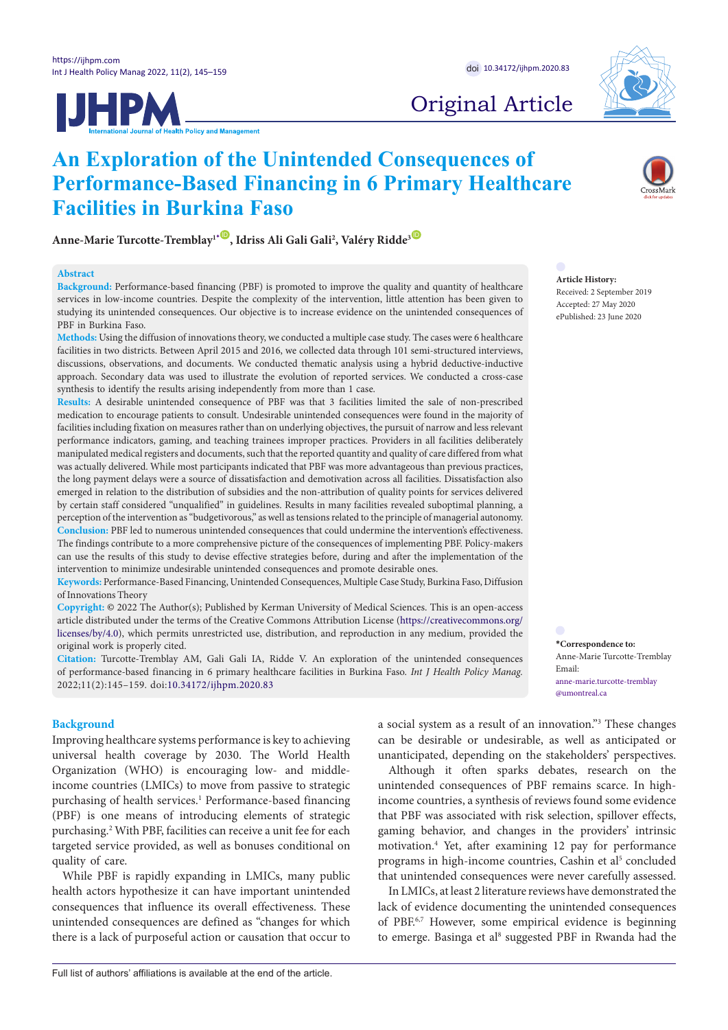Original Article

# An Exploration of the Unintended Consequences of Performance-Based Financing in 6 Primary Healthcare Facilities in Burkina Faso

**Anne-Marie Turcotte-Tremblay[1*], Idriss Ali Gali Gali[2], Valéry Ridde[3]**

## Abstract

**Background:** Performance-based financing (PBF) is promoted to improve the quality and quantity of healthcare services in low-income countries. Despite the complexity of the intervention, little attention has been given to studying its unintended consequences. Our objective is to increase evidence on the unintended consequences of PBF in Burkina Faso.

**Methods:** Using the diffusion of innovations theory, we conducted a multiple case study. The cases were 6 healthcare facilities in two districts. Between April 2015 and 2016, we collected data through 101 semi-structured interviews, discussions, observations, and documents. We conducted thematic analysis using a hybrid deductive-inductive approach. Secondary data was used to illustrate the evolution of reported services. We conducted a cross-case synthesis to identify the results arising independently from more than 1 case.

**Results:** A desirable unintended consequence of PBF was that 3 facilities limited the sale of non-prescribed medication to encourage patients to consult. Undesirable unintended consequences were found in the majority of facilities including fixation on measures rather than on underlying objectives, the pursuit of narrow and less relevant performance indicators, gaming, and teaching trainees improper practices. Providers in all facilities deliberately manipulated medical registers and documents, such that the reported quantity and quality of care differed from what was actually delivered. While most participants indicated that PBF was more advantageous than previous practices, the long payment delays were a source of dissatisfaction and demotivation across all facilities. Dissatisfaction also emerged in relation to the distribution of subsidies and the non-attribution of quality points for services delivered by certain staff considered "unqualified" in guidelines. Results in many facilities revealed suboptimal planning, a perception of the intervention as "budgetivorous," as well as tensions related to the principle of managerial autonomy.

**Conclusion:** PBF led to numerous unintended consequences that could undermine the intervention's effectiveness. The findings contribute to a more comprehensive picture of the consequences of implementing PBF. Policy-makers can use the results of this study to devise effective strategies before, during and after the implementation of the intervention to minimize undesirable unintended consequences and promote desirable ones.

**Keywords:** Performance-Based Financing, Unintended Consequences, Multiple Case Study, Burkina Faso, Diffusion of Innovations Theory

**Copyright:** © 2022 The Author(s); Published by Kerman University of Medical Sciences. This is an open-access article distributed under the terms of the Creative Commons Attribution License (https://creativecommons.org/licenses/by/4.0), which permits unrestricted use, distribution, and reproduction in any medium, provided the original work is properly cited.

**Citation:** Turcotte-Tremblay AM, Gali Gali IA, Ridde V. An exploration of the unintended consequences of performance-based financing in 6 primary healthcare facilities in Burkina Faso. *Int J Health Policy Manag.* 2022;11(2):145–159. doi:10.34172/ijhpm.2020.83

**Article History:**
Received: 2 September 2019
Accepted: 27 May 2020
ePublished: 23 June 2020

**\*Correspondence to:**
Anne-Marie Turcotte-Tremblay
Email: anne-marie.turcotte-tremblay@umontreal.ca

## Background

Improving healthcare systems performance is key to achieving universal health coverage by 2030. The World Health Organization (WHO) is encouraging low- and middle-income countries (LMICs) to move from passive to strategic purchasing of health services.[1] Performance-based financing (PBF) is one means of introducing elements of strategic purchasing.[2] With PBF, facilities can receive a unit fee for each targeted service provided, as well as bonuses conditional on quality of care.

While PBF is rapidly expanding in LMICs, many public health actors hypothesize it can have important unintended consequences that influence its overall effectiveness. These unintended consequences are defined as "changes for which there is a lack of purposeful action or causation that occur to a social system as a result of an innovation."[3] These changes can be desirable or undesirable, as well as anticipated or unanticipated, depending on the stakeholders' perspectives.

Although it often sparks debates, research on the unintended consequences of PBF remains scarce. In high-income countries, a synthesis of reviews found some evidence that PBF was associated with risk selection, spillover effects, gaming behavior, and changes in the providers' intrinsic motivation.[4] Yet, after examining 12 pay for performance programs in high-income countries, Cashin et al[5] concluded that unintended consequences were never carefully assessed.

In LMICs, at least 2 literature reviews have demonstrated the lack of evidence documenting the unintended consequences of PBF.[6,7] However, some empirical evidence is beginning to emerge. Basinga et al[8] suggested PBF in Rwanda had the

Full list of authors' affiliations is available at the end of the article.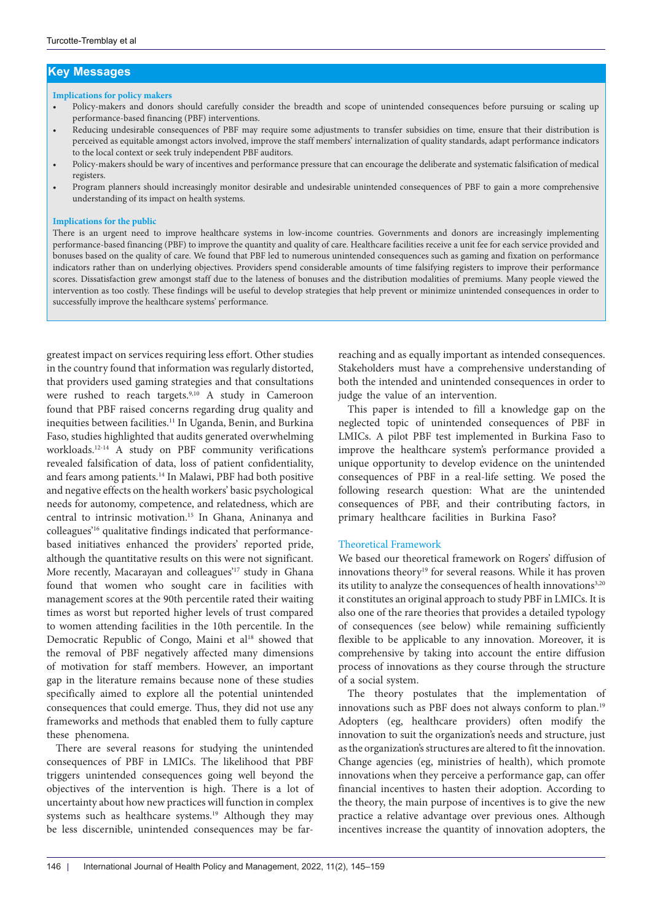## Key Messages

**Implications for policy makers**

- Policy-makers and donors should carefully consider the breadth and scope of unintended consequences before pursuing or scaling up performance-based financing (PBF) interventions.
- Reducing undesirable consequences of PBF may require some adjustments to transfer subsidies on time, ensure that their distribution is perceived as equitable amongst actors involved, improve the staff members' internalization of quality standards, adapt performance indicators to the local context or seek truly independent PBF auditors.
- Policy-makers should be wary of incentives and performance pressure that can encourage the deliberate and systematic falsification of medical registers.
- Program planners should increasingly monitor desirable and undesirable unintended consequences of PBF to gain a more comprehensive understanding of its impact on health systems.

**Implications for the public**

There is an urgent need to improve healthcare systems in low-income countries. Governments and donors are increasingly implementing performance-based financing (PBF) to improve the quantity and quality of care. Healthcare facilities receive a unit fee for each service provided and bonuses based on the quality of care. We found that PBF led to numerous unintended consequences such as gaming and fixation on performance indicators rather than on underlying objectives. Providers spend considerable amounts of time falsifying registers to improve their performance scores. Dissatisfaction grew amongst staff due to the lateness of bonuses and the distribution modalities of premiums. Many people viewed the intervention as too costly. These findings will be useful to develop strategies that help prevent or minimize unintended consequences in order to successfully improve the healthcare systems' performance.

greatest impact on services requiring less effort. Other studies in the country found that information was regularly distorted, that providers used gaming strategies and that consultations were rushed to reach targets.[9,10] A study in Cameroon found that PBF raised concerns regarding drug quality and inequities between facilities.[11] In Uganda, Benin, and Burkina Faso, studies highlighted that audits generated overwhelming workloads.[12-14] A study on PBF community verifications revealed falsification of data, loss of patient confidentiality, and fears among patients.[14] In Malawi, PBF had both positive and negative effects on the health workers' basic psychological needs for autonomy, competence, and relatedness, which are central to intrinsic motivation.[15] In Ghana, Aninanya and colleagues'[16] qualitative findings indicated that performance-based initiatives enhanced the providers' reported pride, although the quantitative results on this were not significant. More recently, Macarayan and colleagues'[17] study in Ghana found that women who sought care in facilities with management scores at the 90th percentile rated their waiting times as worst but reported higher levels of trust compared to women attending facilities in the 10th percentile. In the Democratic Republic of Congo, Maini et al[18] showed that the removal of PBF negatively affected many dimensions of motivation for staff members. However, an important gap in the literature remains because none of these studies specifically aimed to explore all the potential unintended consequences that could emerge. Thus, they did not use any frameworks and methods that enabled them to fully capture these phenomena.

There are several reasons for studying the unintended consequences of PBF in LMICs. The likelihood that PBF triggers unintended consequences going well beyond the objectives of the intervention is high. There is a lot of uncertainty about how new practices will function in complex systems such as healthcare systems.[19] Although they may be less discernible, unintended consequences may be far-reaching and as equally important as intended consequences. Stakeholders must have a comprehensive understanding of both the intended and unintended consequences in order to judge the value of an intervention.

This paper is intended to fill a knowledge gap on the neglected topic of unintended consequences of PBF in LMICs. A pilot PBF test implemented in Burkina Faso to improve the healthcare system's performance provided a unique opportunity to develop evidence on the unintended consequences of PBF in a real-life setting. We posed the following research question: What are the unintended consequences of PBF, and their contributing factors, in primary healthcare facilities in Burkina Faso?

### Theoretical Framework

We based our theoretical framework on Rogers' diffusion of innovations theory[19] for several reasons. While it has proven its utility to analyze the consequences of health innovations[3,20] it constitutes an original approach to study PBF in LMICs. It is also one of the rare theories that provides a detailed typology of consequences (see below) while remaining sufficiently flexible to be applicable to any innovation. Moreover, it is comprehensive by taking into account the entire diffusion process of innovations as they course through the structure of a social system.

The theory postulates that the implementation of innovations such as PBF does not always conform to plan.[19] Adopters (eg, healthcare providers) often modify the innovation to suit the organization's needs and structure, just as the organization's structures are altered to fit the innovation. Change agencies (eg, ministries of health), which promote innovations when they perceive a performance gap, can offer financial incentives to hasten their adoption. According to the theory, the main purpose of incentives is to give the new practice a relative advantage over previous ones. Although incentives increase the quantity of innovation adopters, the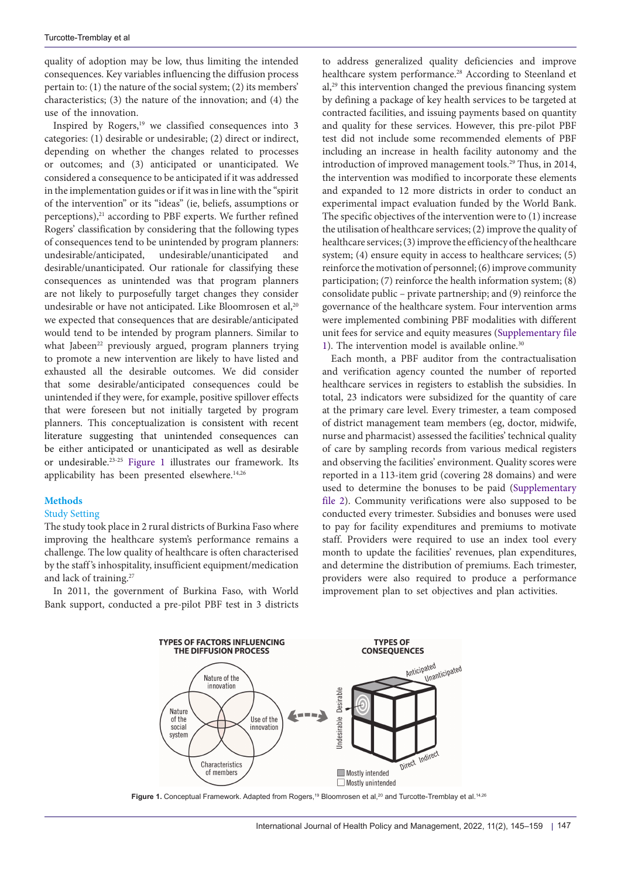quality of adoption may be low, thus limiting the intended consequences. Key variables influencing the diffusion process pertain to: (1) the nature of the social system; (2) its members' characteristics; (3) the nature of the innovation; and (4) the use of the innovation.

Inspired by Rogers,[19] we classified consequences into 3 categories: (1) desirable or undesirable; (2) direct or indirect, depending on whether the changes related to processes or outcomes; and (3) anticipated or unanticipated. We considered a consequence to be anticipated if it was addressed in the implementation guides or if it was in line with the "spirit of the intervention" or its "ideas" (ie, beliefs, assumptions or perceptions),[21] according to PBF experts. We further refined Rogers' classification by considering that the following types of consequences tend to be unintended by program planners: undesirable/anticipated, undesirable/unanticipated and desirable/unanticipated. Our rationale for classifying these consequences as unintended was that program planners are not likely to purposefully target changes they consider undesirable or have not anticipated. Like Bloomrosen et al,[20] we expected that consequences that are desirable/anticipated would tend to be intended by program planners. Similar to what Jabeen[22] previously argued, program planners trying to promote a new intervention are likely to have listed and exhausted all the desirable outcomes. We did consider that some desirable/anticipated consequences could be unintended if they were, for example, positive spillover effects that were foreseen but not initially targeted by program planners. This conceptualization is consistent with recent literature suggesting that unintended consequences can be either anticipated or unanticipated as well as desirable or undesirable.[23-25] Figure 1 illustrates our framework. Its applicability has been presented elsewhere.[14,26]

## Methods

### Study Setting

The study took place in 2 rural districts of Burkina Faso where improving the healthcare system's performance remains a challenge. The low quality of healthcare is often characterised by the staff's inhospitality, insufficient equipment/medication and lack of training.[27]

In 2011, the government of Burkina Faso, with World Bank support, conducted a pre-pilot PBF test in 3 districts to address generalized quality deficiencies and improve healthcare system performance.[28] According to Steenland et al,[29] this intervention changed the previous financing system by defining a package of key health services to be targeted at contracted facilities, and issuing payments based on quantity and quality for these services. However, this pre-pilot PBF test did not include some recommended elements of PBF including an increase in health facility autonomy and the introduction of improved management tools.[29] Thus, in 2014, the intervention was modified to incorporate these elements and expanded to 12 more districts in order to conduct an experimental impact evaluation funded by the World Bank. The specific objectives of the intervention were to (1) increase the utilisation of healthcare services; (2) improve the quality of healthcare services; (3) improve the efficiency of the healthcare system; (4) ensure equity in access to healthcare services; (5) reinforce the motivation of personnel; (6) improve community participation; (7) reinforce the health information system; (8) consolidate public – private partnership; and (9) reinforce the governance of the healthcare system. Four intervention arms were implemented combining PBF modalities with different unit fees for service and equity measures (Supplementary file 1). The intervention model is available online.[30]

Each month, a PBF auditor from the contractualisation and verification agency counted the number of reported healthcare services in registers to establish the subsidies. In total, 23 indicators were subsidized for the quantity of care at the primary care level. Every trimester, a team composed of district management team members (eg, doctor, midwife, nurse and pharmacist) assessed the facilities' technical quality of care by sampling records from various medical registers and observing the facilities' environment. Quality scores were reported in a 113-item grid (covering 28 domains) and were used to determine the bonuses to be paid (Supplementary file 2). Community verifications were also supposed to be conducted every trimester. Subsidies and bonuses were used to pay for facility expenditures and premiums to motivate staff. Providers were required to use an index tool every month to update the facilities' revenues, plan expenditures, and determine the distribution of premiums. Each trimester, providers were also required to produce a performance improvement plan to set objectives and plan activities.

**Figure 1.** Conceptual Framework. Adapted from Rogers,[19] Bloomrosen et al,[20] and Turcotte-Tremblay et al.[14,26]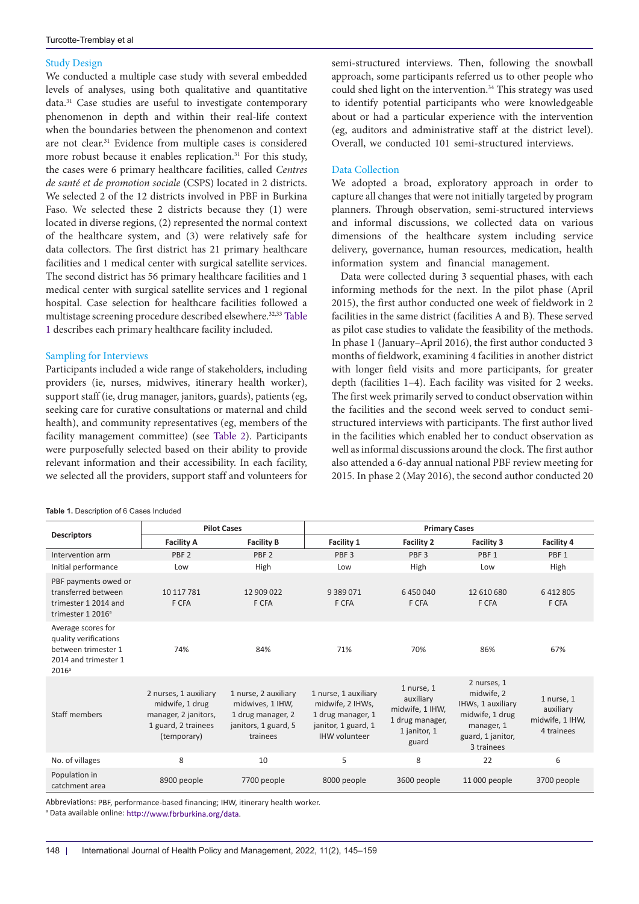### Study Design

We conducted a multiple case study with several embedded levels of analyses, using both qualitative and quantitative data.[31] Case studies are useful to investigate contemporary phenomenon in depth and within their real-life context when the boundaries between the phenomenon and context are not clear.[31] Evidence from multiple cases is considered more robust because it enables replication.[31] For this study, the cases were 6 primary healthcare facilities, called *Centres de santé et de promotion sociale* (CSPS) located in 2 districts. We selected 2 of the 12 districts involved in PBF in Burkina Faso. We selected these 2 districts because they (1) were located in diverse regions, (2) represented the normal context of the healthcare system, and (3) were relatively safe for data collectors. The first district has 21 primary healthcare facilities and 1 medical center with surgical satellite services. The second district has 56 primary healthcare facilities and 1 medical center with surgical satellite services and 1 regional hospital. Case selection for healthcare facilities followed a multistage screening procedure described elsewhere.[32,33] Table 1 describes each primary healthcare facility included.

### Sampling for Interviews

Participants included a wide range of stakeholders, including providers (ie, nurses, midwives, itinerary health worker), support staff (ie, drug manager, janitors, guards), patients (eg, seeking care for curative consultations or maternal and child health), and community representatives (eg, members of the facility management committee) (see Table 2). Participants were purposefully selected based on their ability to provide relevant information and their accessibility. In each facility, we selected all the providers, support staff and volunteers for semi-structured interviews. Then, following the snowball approach, some participants referred us to other people who could shed light on the intervention.[34] This strategy was used to identify potential participants who were knowledgeable about or had a particular experience with the intervention (eg, auditors and administrative staff at the district level). Overall, we conducted 101 semi-structured interviews.

### Data Collection

We adopted a broad, exploratory approach in order to capture all changes that were not initially targeted by program planners. Through observation, semi-structured interviews and informal discussions, we collected data on various dimensions of the healthcare system including service delivery, governance, human resources, medication, health information system and financial management.

Data were collected during 3 sequential phases, with each informing methods for the next. In the pilot phase (April 2015), the first author conducted one week of fieldwork in 2 facilities in the same district (facilities A and B). These served as pilot case studies to validate the feasibility of the methods. In phase 1 (January–April 2016), the first author conducted 3 months of fieldwork, examining 4 facilities in another district with longer field visits and more participants, for greater depth (facilities 1–4). Each facility was visited for 2 weeks. The first week primarily served to conduct observation within the facilities and the second week served to conduct semi-structured interviews with participants. The first author lived in the facilities which enabled her to conduct observation as well as informal discussions around the clock. The first author also attended a 6-day annual national PBF review meeting for 2015. In phase 2 (May 2016), the second author conducted 20

**Table 1.** Description of 6 Cases Included

| Descriptors | Pilot Cases | | Primary Cases | | | |
|---|---|---|---|---|---|---|
| | Facility A | Facility B | Facility 1 | Facility 2 | Facility 3 | Facility 4 |
| Intervention arm | PBF 2 | PBF 2 | PBF 3 | PBF 3 | PBF 1 | PBF 1 |
| Initial performance | Low | High | Low | High | Low | High |
| PBF payments owed or transferred between trimester 1 2014 and trimester 1 2016[a] | 10 117 781 F CFA | 12 909 022 F CFA | 9 389 071 F CFA | 6 450 040 F CFA | 12 610 680 F CFA | 6 412 805 F CFA |
| Average scores for quality verifications between trimester 1 2014 and trimester 1 2016[a] | 74% | 84% | 71% | 70% | 86% | 67% |
| Staff members | 2 nurses, 1 auxiliary midwife, 1 drug manager, 2 janitors, 1 guard, 2 trainees (temporary) | 1 nurse, 2 auxiliary midwives, 1 IHW, 1 drug manager, 2 janitors, 1 guard, 5 trainees | 1 nurse, 1 auxiliary midwife, 2 IHWs, 1 drug manager, 1 janitor, 1 guard, 1 IHW volunteer | 1 nurse, 1 auxiliary midwife, 1 IHW, 1 drug manager, 1 janitor, 1 guard | 2 nurses, 1 midwife, 2 IHWs, 1 auxiliary midwife, 1 drug manager, 1 guard, 1 janitor, 3 trainees | 1 nurse, 1 auxiliary midwife, 1 IHW, 4 trainees |
| No. of villages | 8 | 10 | 5 | 8 | 22 | 6 |
| Population in catchment area | 8900 people | 7700 people | 8000 people | 3600 people | 11 000 people | 3700 people |

Abbreviations: PBF, performance-based financing; IHW, itinerary health worker.

[a] Data available online: http://www.fbrburkina.org/data.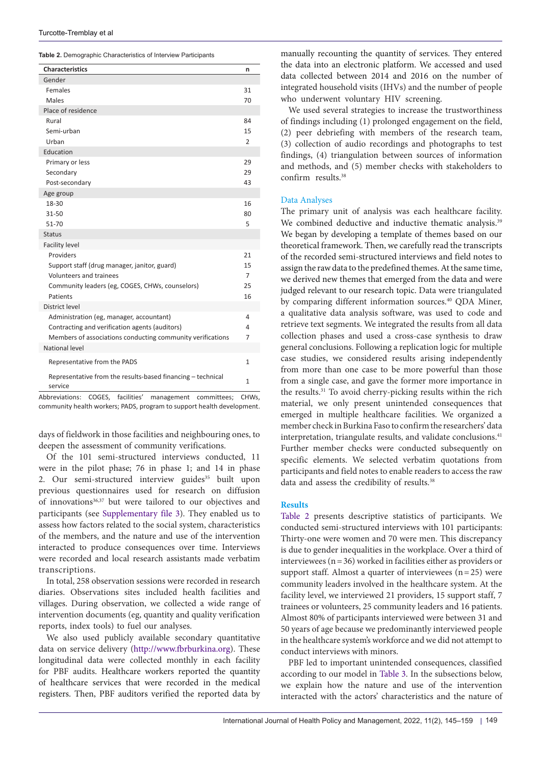**Table 2.** Demographic Characteristics of Interview Participants

| Characteristics | n |
|---|---|
| Gender | |
| Females | 31 |
| Males | 70 |
| Place of residence | |
| Rural | 84 |
| Semi-urban | 15 |
| Urban | 2 |
| Education | |
| Primary or less | 29 |
| Secondary | 29 |
| Post-secondary | 43 |
| Age group | |
| 18-30 | 16 |
| 31-50 | 80 |
| 51-70 | 5 |
| Status | |
| Facility level | |
| Providers | 21 |
| Support staff (drug manager, janitor, guard) | 15 |
| Volunteers and trainees | 7 |
| Community leaders (eg, COGES, CHWs, counselors) | 25 |
| Patients | 16 |
| District level | |
| Administration (eg, manager, accountant) | 4 |
| Contracting and verification agents (auditors) | 4 |
| Members of associations conducting community verifications | 7 |
| National level | |
| Representative from the PADS | 1 |
| Representative from the results-based financing – technical service | 1 |

Abbreviations: COGES, facilities' management committees; CHWs, community health workers; PADS, program to support health development.

days of fieldwork in those facilities and neighbouring ones, to deepen the assessment of community verifications.

Of the 101 semi-structured interviews conducted, 11 were in the pilot phase; 76 in phase 1; and 14 in phase 2. Our semi-structured interview guides[35] built upon previous questionnaires used for research on diffusion of innovations[36,37] but were tailored to our objectives and participants (see Supplementary file 3). They enabled us to assess how factors related to the social system, characteristics of the members, and the nature and use of the intervention interacted to produce consequences over time. Interviews were recorded and local research assistants made verbatim transcriptions.

In total, 258 observation sessions were recorded in research diaries. Observations sites included health facilities and villages. During observation, we collected a wide range of intervention documents (eg, quantity and quality verification reports, index tools) to fuel our analyses.

We also used publicly available secondary quantitative data on service delivery (http://www.fbrburkina.org). These longitudinal data were collected monthly in each facility for PBF audits. Healthcare workers reported the quantity of healthcare services that were recorded in the medical registers. Then, PBF auditors verified the reported data by manually recounting the quantity of services. They entered the data into an electronic platform. We accessed and used data collected between 2014 and 2016 on the number of integrated household visits (IHVs) and the number of people who underwent voluntary HIV screening.

We used several strategies to increase the trustworthiness of findings including (1) prolonged engagement on the field, (2) peer debriefing with members of the research team, (3) collection of audio recordings and photographs to test findings, (4) triangulation between sources of information and methods, and (5) member checks with stakeholders to confirm results.[38]

### Data Analyses

The primary unit of analysis was each healthcare facility. We combined deductive and inductive thematic analysis.[39] We began by developing a template of themes based on our theoretical framework. Then, we carefully read the transcripts of the recorded semi-structured interviews and field notes to assign the raw data to the predefined themes. At the same time, we derived new themes that emerged from the data and were judged relevant to our research topic. Data were triangulated by comparing different information sources.[40] QDA Miner, a qualitative data analysis software, was used to code and retrieve text segments. We integrated the results from all data collection phases and used a cross-case synthesis to draw general conclusions. Following a replication logic for multiple case studies, we considered results arising independently from more than one case to be more powerful than those from a single case, and gave the former more importance in the results.[31] To avoid cherry-picking results within the rich material, we only present unintended consequences that emerged in multiple healthcare facilities. We organized a member check in Burkina Faso to confirm the researchers' data interpretation, triangulate results, and validate conclusions.[41] Further member checks were conducted subsequently on specific elements. We selected verbatim quotations from participants and field notes to enable readers to access the raw data and assess the credibility of results.[38]

## Results

Table 2 presents descriptive statistics of participants. We conducted semi-structured interviews with 101 participants: Thirty-one were women and 70 were men. This discrepancy is due to gender inequalities in the workplace. Over a third of interviewees (n = 36) worked in facilities either as providers or support staff. Almost a quarter of interviewees (n = 25) were community leaders involved in the healthcare system. At the facility level, we interviewed 21 providers, 15 support staff, 7 trainees or volunteers, 25 community leaders and 16 patients. Almost 80% of participants interviewed were between 31 and 50 years of age because we predominantly interviewed people in the healthcare system's workforce and we did not attempt to conduct interviews with minors.

PBF led to important unintended consequences, classified according to our model in Table 3. In the subsections below, we explain how the nature and use of the intervention interacted with the actors' characteristics and the nature of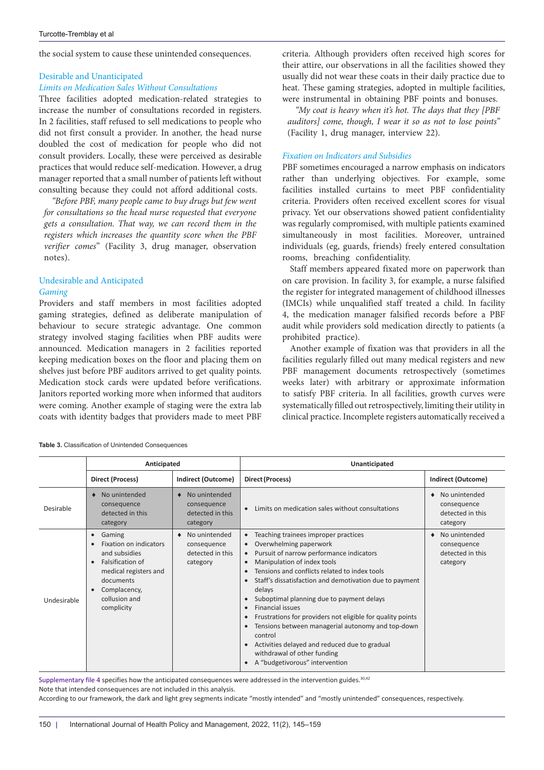the social system to cause these unintended consequences.

### Desirable and Unanticipated

#### *Limits on Medication Sales Without Consultations*

Three facilities adopted medication-related strategies to increase the number of consultations recorded in registers. In 2 facilities, staff refused to sell medications to people who did not first consult a provider. In another, the head nurse doubled the cost of medication for people who did not consult providers. Locally, these were perceived as desirable practices that would reduce self-medication. However, a drug manager reported that a small number of patients left without consulting because they could not afford additional costs.

> *"Before PBF, many people came to buy drugs but few went for consultations so the head nurse requested that everyone gets a consultation. That way, we can record them in the registers which increases the quantity score when the PBF verifier comes"* (Facility 3, drug manager, observation notes).

### Undesirable and Anticipated

#### *Gaming*

Providers and staff members in most facilities adopted gaming strategies, defined as deliberate manipulation of behaviour to secure strategic advantage. One common strategy involved staging facilities when PBF audits were announced. Medication managers in 2 facilities reported keeping medication boxes on the floor and placing them on shelves just before PBF auditors arrived to get quality points. Medication stock cards were updated before verifications. Janitors reported working more when informed that auditors were coming. Another example of staging were the extra lab coats with identity badges that providers made to meet PBF criteria. Although providers often received high scores for their attire, our observations in all the facilities showed they usually did not wear these coats in their daily practice due to heat. These gaming strategies, adopted in multiple facilities, were instrumental in obtaining PBF points and bonuses.

> *"My coat is heavy when it's hot. The days that they [PBF auditors] come, though, I wear it so as not to lose points"* (Facility 1, drug manager, interview 22).

#### *Fixation on Indicators and Subsidies*

PBF sometimes encouraged a narrow emphasis on indicators rather than underlying objectives. For example, some facilities installed curtains to meet PBF confidentiality criteria. Providers often received excellent scores for visual privacy. Yet our observations showed patient confidentiality was regularly compromised, with multiple patients examined simultaneously in most facilities. Moreover, untrained individuals (eg, guards, friends) freely entered consultation rooms, breaching confidentiality.

Staff members appeared fixated more on paperwork than on care provision. In facility 3, for example, a nurse falsified the register for integrated management of childhood illnesses (IMCIs) while unqualified staff treated a child. In facility 4, the medication manager falsified records before a PBF audit while providers sold medication directly to patients (a prohibited practice).

Another example of fixation was that providers in all the facilities regularly filled out many medical registers and new PBF management documents retrospectively (sometimes weeks later) with arbitrary or approximate information to satisfy PBF criteria. In all facilities, growth curves were systematically filled out retrospectively, limiting their utility in clinical practice. Incomplete registers automatically received a

**Table 3.** Classification of Unintended Consequences

| | Anticipated | | Unanticipated | |
|---|---|---|---|---|
| | **Direct (Process)** | **Indirect (Outcome)** | **Direct (Process)** | **Indirect (Outcome)** |
| Desirable | ♦ No unintended consequence detected in this category | ♦ No unintended consequence detected in this category | • Limits on medication sales without consultations | ♦ No unintended consequence detected in this category |
| Undesirable | • Gaming<br>• Fixation on indicators and subsidies<br>• Falsification of medical registers and documents<br>• Complacency, collusion and complicity | ♦ No unintended consequence detected in this category | • Teaching trainees improper practices<br>• Overwhelming paperwork<br>• Pursuit of narrow performance indicators<br>• Manipulation of index tools<br>• Tensions and conflicts related to index tools<br>• Staff's dissatisfaction and demotivation due to payment delays<br>• Suboptimal planning due to payment delays<br>• Financial issues<br>• Frustrations for providers not eligible for quality points<br>• Tensions between managerial autonomy and top-down control<br>• Activities delayed and reduced due to gradual withdrawal of other funding<br>• A "budgetivorous" intervention | ♦ No unintended consequence detected in this category |

Supplementary file 4 specifies how the anticipated consequences were addressed in the intervention guides.[30,42]
Note that intended consequences are not included in this analysis.
According to our framework, the dark and light grey segments indicate "mostly intended" and "mostly unintended" consequences, respectively.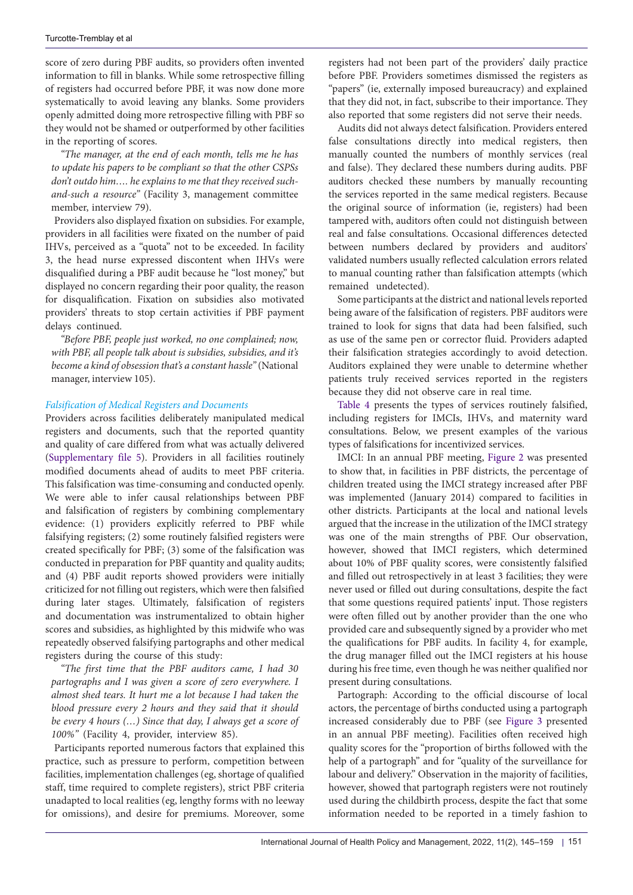score of zero during PBF audits, so providers often invented information to fill in blanks. While some retrospective filling of registers had occurred before PBF, it was now done more systematically to avoid leaving any blanks. Some providers openly admitted doing more retrospective filling with PBF so they would not be shamed or outperformed by other facilities in the reporting of scores.

*"The manager, at the end of each month, tells me he has to update his papers to be compliant so that the other CSPSs don't outdo him…. he explains to me that they received such-and-such a resource"* (Facility 3, management committee member, interview 79).

Providers also displayed fixation on subsidies. For example, providers in all facilities were fixated on the number of paid IHVs, perceived as a "quota" not to be exceeded. In facility 3, the head nurse expressed discontent when IHVs were disqualified during a PBF audit because he "lost money," but displayed no concern regarding their poor quality, the reason for disqualification. Fixation on subsidies also motivated providers' threats to stop certain activities if PBF payment delays continued.

*"Before PBF, people just worked, no one complained; now, with PBF, all people talk about is subsidies, subsidies, and it's become a kind of obsession that's a constant hassle"* (National manager, interview 105).

*Falsification of Medical Registers and Documents*

Providers across facilities deliberately manipulated medical registers and documents, such that the reported quantity and quality of care differed from what was actually delivered (Supplementary file 5). Providers in all facilities routinely modified documents ahead of audits to meet PBF criteria. This falsification was time-consuming and conducted openly. We were able to infer causal relationships between PBF and falsification of registers by combining complementary evidence: (1) providers explicitly referred to PBF while falsifying registers; (2) some routinely falsified registers were created specifically for PBF; (3) some of the falsification was conducted in preparation for PBF quantity and quality audits; and (4) PBF audit reports showed providers were initially criticized for not filling out registers, which were then falsified during later stages. Ultimately, falsification of registers and documentation was instrumentalized to obtain higher scores and subsidies, as highlighted by this midwife who was repeatedly observed falsifying partographs and other medical registers during the course of this study:

*"The first time that the PBF auditors came, I had 30 partographs and I was given a score of zero everywhere. I almost shed tears. It hurt me a lot because I had taken the blood pressure every 2 hours and they said that it should be every 4 hours (…) Since that day, I always get a score of 100%"* (Facility 4, provider, interview 85).

Participants reported numerous factors that explained this practice, such as pressure to perform, competition between facilities, implementation challenges (eg, shortage of qualified staff, time required to complete registers), strict PBF criteria unadapted to local realities (eg, lengthy forms with no leeway for omissions), and desire for premiums. Moreover, some registers had not been part of the providers' daily practice before PBF. Providers sometimes dismissed the registers as "papers" (ie, externally imposed bureaucracy) and explained that they did not, in fact, subscribe to their importance. They also reported that some registers did not serve their needs.

Audits did not always detect falsification. Providers entered false consultations directly into medical registers, then manually counted the numbers of monthly services (real and false). They declared these numbers during audits. PBF auditors checked these numbers by manually recounting the services reported in the same medical registers. Because the original source of information (ie, registers) had been tampered with, auditors often could not distinguish between real and false consultations. Occasional differences detected between numbers declared by providers and auditors' validated numbers usually reflected calculation errors related to manual counting rather than falsification attempts (which remained undetected).

Some participants at the district and national levels reported being aware of the falsification of registers. PBF auditors were trained to look for signs that data had been falsified, such as use of the same pen or corrector fluid. Providers adapted their falsification strategies accordingly to avoid detection. Auditors explained they were unable to determine whether patients truly received services reported in the registers because they did not observe care in real time.

Table 4 presents the types of services routinely falsified, including registers for IMCIs, IHVs, and maternity ward consultations. Below, we present examples of the various types of falsifications for incentivized services.

IMCI: In an annual PBF meeting, Figure 2 was presented to show that, in facilities in PBF districts, the percentage of children treated using the IMCI strategy increased after PBF was implemented (January 2014) compared to facilities in other districts. Participants at the local and national levels argued that the increase in the utilization of the IMCI strategy was one of the main strengths of PBF. Our observation, however, showed that IMCI registers, which determined about 10% of PBF quality scores, were consistently falsified and filled out retrospectively in at least 3 facilities; they were never used or filled out during consultations, despite the fact that some questions required patients' input. Those registers were often filled out by another provider than the one who provided care and subsequently signed by a provider who met the qualifications for PBF audits. In facility 4, for example, the drug manager filled out the IMCI registers at his house during his free time, even though he was neither qualified nor present during consultations.

Partograph: According to the official discourse of local actors, the percentage of births conducted using a partograph increased considerably due to PBF (see Figure 3 presented in an annual PBF meeting). Facilities often received high quality scores for the "proportion of births followed with the help of a partograph" and for "quality of the surveillance for labour and delivery." Observation in the majority of facilities, however, showed that partograph registers were not routinely used during the childbirth process, despite the fact that some information needed to be reported in a timely fashion to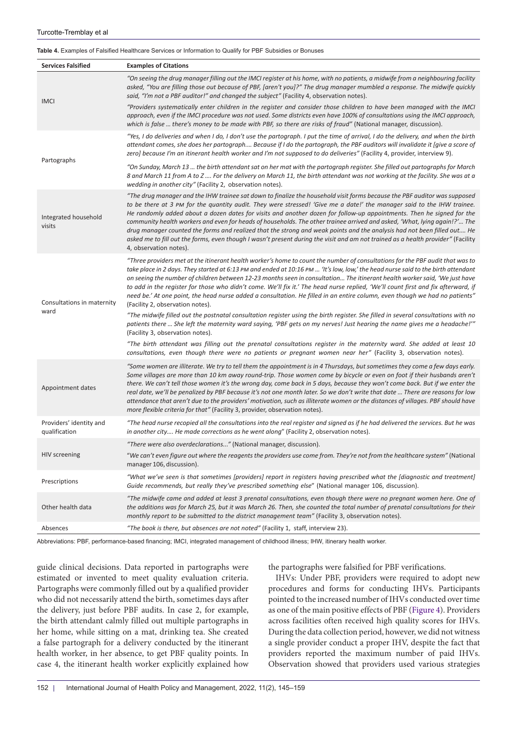**Table 4.** Examples of Falsified Healthcare Services or Information to Qualify for PBF Subsidies or Bonuses

| Services Falsified | Examples of Citations |
|---|---|
| IMCI | *"On seeing the drug manager filling out the IMCI register at his home, with no patients, a midwife from a neighbouring facility asked, "You are filling those out because of PBF, [aren't you]?" The drug manager mumbled a response. The midwife quickly said, "I'm not a PBF auditor!" and changed the subject"* (Facility 4, observation notes). |
| | *"Providers systematically enter children in the register and consider those children to have been managed with the IMCI approach, even if the IMCI procedure was not used. Some districts even have 100% of consultations using the IMCI approach, which is false … there's money to be made with PBF, so there are risks of fraud"* (National manager, discussion). |
| Partographs | *"Yes, I do deliveries and when I do, I don't use the partograph. I put the time of arrival, I do the delivery, and when the birth attendant comes, she does her partograph…. Because if I do the partograph, the PBF auditors will invalidate it [give a score of zero] because I'm an itinerant health worker and I'm not supposed to do deliveries"* (Facility 4, provider, interview 9). |
| | *"On Sunday, March 13 … the birth attendant sat on her mat with the partograph register. She filled out partographs for March 8 and March 11 from A to Z …. For the delivery on March 11, the birth attendant was not working at the facility. She was at a wedding in another city"* (Facility 2, observation notes). |
| Integrated household visits | *"The drug manager and the IHW trainee sat down to finalize the household visit forms because the PBF auditor was supposed to be there at 3 PM for the quantity audit. They were stressed! 'Give me a date!' the manager said to the IHW trainee. He randomly added about a dozen dates for visits and another dozen for follow-up appointments. Then he signed for the community health workers and even for heads of households. The other trainee arrived and asked, 'What, lying again!?'… The drug manager counted the forms and realized that the strong and weak points and the analysis had not been filled out…. He asked me to fill out the forms, even though I wasn't present during the visit and am not trained as a health provider"* (Facility 4, observation notes). |
| Consultations in maternity ward | *"Three providers met at the itinerant health worker's home to count the number of consultations for the PBF audit that was to take place in 2 days. They started at 6:13 PM and ended at 10:16 PM … 'It's low, low,' the head nurse said to the birth attendant on seeing the number of children between 12-23 months seen in consultation… The itinerant health worker said, 'We just have to add in the register for those who didn't come. We'll fix it.' The head nurse replied, 'We'll count first and fix afterward, if need be.' At one point, the head nurse added a consultation. He filled in an entire column, even though we had no patients"* (Facility 2, observation notes). |
| | *"The midwife filled out the postnatal consultation register using the birth register. She filled in several consultations with no patients there … She left the maternity ward saying, 'PBF gets on my nerves! Just hearing the name gives me a headache!'"* (Facility 3, observation notes). |
| | *"The birth attendant was filling out the prenatal consultations register in the maternity ward. She added at least 10 consultations, even though there were no patients or pregnant women near her"* (Facility 3, observation notes). |
| Appointment dates | *"Some women are illiterate. We try to tell them the appointment is in 4 Thursdays, but sometimes they come a few days early. Some villages are more than 10 km away round-trip. Those women come by bicycle or even on foot if their husbands aren't there. We can't tell those women it's the wrong day, come back in 5 days, because they won't come back. But if we enter the real date, we'll be penalized by PBF because it's not one month later. So we don't write that date … There are reasons for low attendance that aren't due to the providers' motivation, such as illiterate women or the distances of villages. PBF should have more flexible criteria for that"* (Facility 3, provider, observation notes). |
| Providers' identity and qualification | *"The head nurse recopied all the consultations into the real register and signed as if he had delivered the services. But he was in another city…. He made corrections as he went along"* (Facility 2, observation notes). |
| HIV screening | *"There were also overdeclarations..."* (National manager, discussion). |
| | *"We can't even figure out where the reagents the providers use come from. They're not from the healthcare system"* (National manager 106, discussion). |
| Prescriptions | *"What we've seen is that sometimes [providers] report in registers having prescribed what the [diagnostic and treatment] Guide recommends, but really they've prescribed something else"* (National manager 106, discussion). |
| Other health data | *"The midwife came and added at least 3 prenatal consultations, even though there were no pregnant women here. One of the additions was for March 25, but it was March 26. Then, she counted the total number of prenatal consultations for their monthly report to be submitted to the district management team"* (Facility 3, observation notes). |
| Absences | *"The book is there, but absences are not noted"* (Facility 1, staff, interview 23). |

Abbreviations: PBF, performance-based financing; IMCI, integrated management of childhood illness; IHW, itinerary health worker.

guide clinical decisions. Data reported in partographs were estimated or invented to meet quality evaluation criteria. Partographs were commonly filled out by a qualified provider who did not necessarily attend the birth, sometimes days after the delivery, just before PBF audits. In case 2, for example, the birth attendant calmly filled out multiple partographs in her home, while sitting on a mat, drinking tea. She created a false partograph for a delivery conducted by the itinerant health worker, in her absence, to get PBF quality points. In case 4, the itinerant health worker explicitly explained how the partographs were falsified for PBF verifications.

IHVs: Under PBF, providers were required to adopt new procedures and forms for conducting IHVs. Participants pointed to the increased number of IHVs conducted over time as one of the main positive effects of PBF (Figure 4). Providers across facilities often received high quality scores for IHVs. During the data collection period, however, we did not witness a single provider conduct a proper IHV, despite the fact that providers reported the maximum number of paid IHVs. Observation showed that providers used various strategies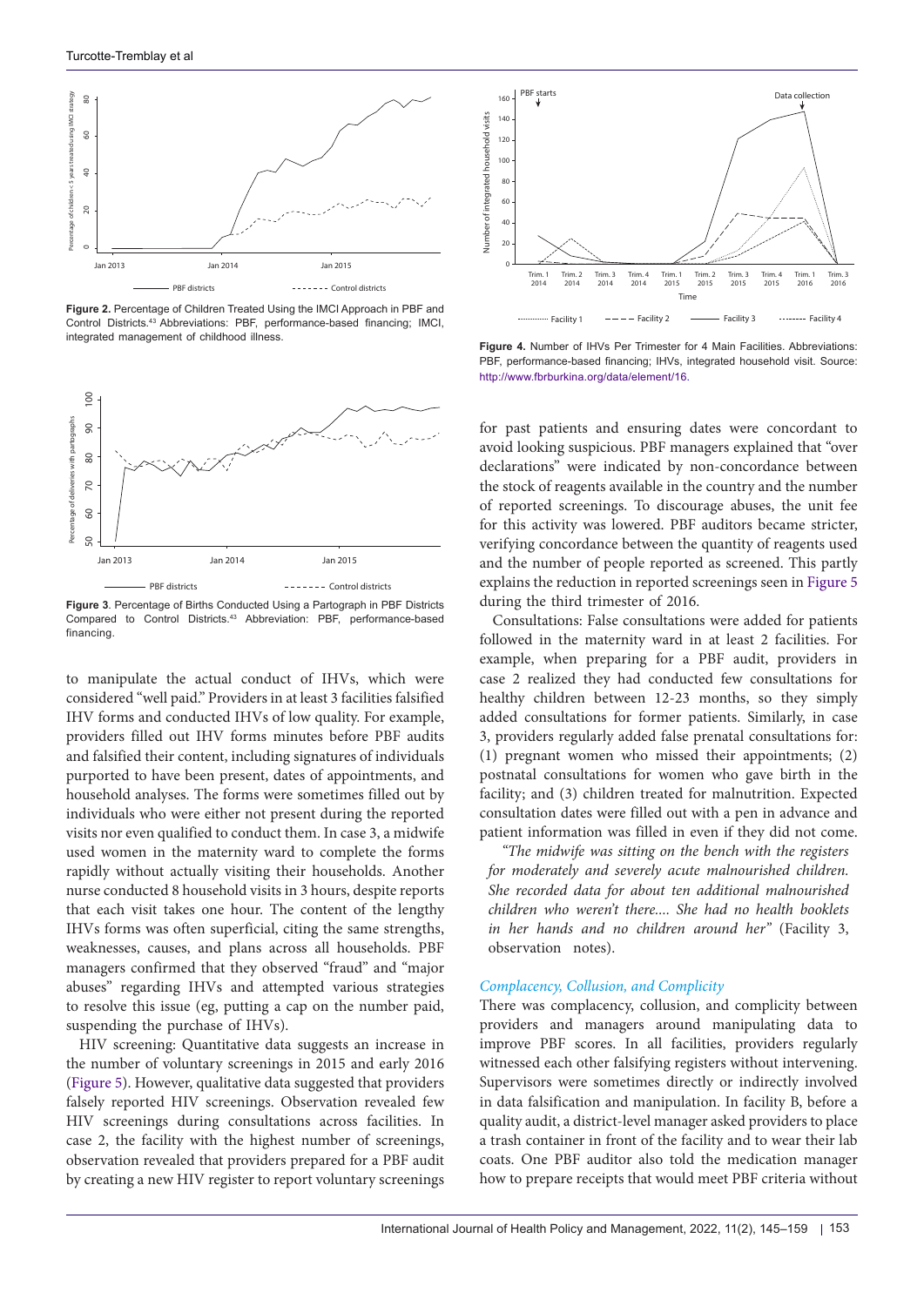Figure 2. Percentage of Children Treated Using the IMCI Approach in PBF and Control Districts.[43] Abbreviations: PBF, performance-based financing; IMCI, integrated management of childhood illness.

Figure 3. Percentage of Births Conducted Using a Partograph in PBF Districts Compared to Control Districts.[43] Abbreviation: PBF, performance-based financing.

to manipulate the actual conduct of IHVs, which were considered "well paid." Providers in at least 3 facilities falsified IHV forms and conducted IHVs of low quality. For example, providers filled out IHV forms minutes before PBF audits and falsified their content, including signatures of individuals purported to have been present, dates of appointments, and household analyses. The forms were sometimes filled out by individuals who were either not present during the reported visits nor even qualified to conduct them. In case 3, a midwife used women in the maternity ward to complete the forms rapidly without actually visiting their households. Another nurse conducted 8 household visits in 3 hours, despite reports that each visit takes one hour. The content of the lengthy IHVs forms was often superficial, citing the same strengths, weaknesses, causes, and plans across all households. PBF managers confirmed that they observed "fraud" and "major abuses" regarding IHVs and attempted various strategies to resolve this issue (eg, putting a cap on the number paid, suspending the purchase of IHVs).

HIV screening: Quantitative data suggests an increase in the number of voluntary screenings in 2015 and early 2016 (Figure 5). However, qualitative data suggested that providers falsely reported HIV screenings. Observation revealed few HIV screenings during consultations across facilities. In case 2, the facility with the highest number of screenings, observation revealed that providers prepared for a PBF audit by creating a new HIV register to report voluntary screenings

Figure 4. Number of IHVs Per Trimester for 4 Main Facilities. Abbreviations: PBF, performance-based financing; IHVs, integrated household visit. Source: http://www.fbrburkina.org/data/element/16.

for past patients and ensuring dates were concordant to avoid looking suspicious. PBF managers explained that "over declarations" were indicated by non-concordance between the stock of reagents available in the country and the number of reported screenings. To discourage abuses, the unit fee for this activity was lowered. PBF auditors became stricter, verifying concordance between the quantity of reagents used and the number of people reported as screened. This partly explains the reduction in reported screenings seen in Figure 5 during the third trimester of 2016.

Consultations: False consultations were added for patients followed in the maternity ward in at least 2 facilities. For example, when preparing for a PBF audit, providers in case 2 realized they had conducted few consultations for healthy children between 12-23 months, so they simply added consultations for former patients. Similarly, in case 3, providers regularly added false prenatal consultations for: (1) pregnant women who missed their appointments; (2) postnatal consultations for women who gave birth in the facility; and (3) children treated for malnutrition. Expected consultation dates were filled out with a pen in advance and patient information was filled in even if they did not come.

> *"The midwife was sitting on the bench with the registers for moderately and severely acute malnourished children. She recorded data for about ten additional malnourished children who weren't there.... She had no health booklets in her hands and no children around her"* (Facility 3, observation notes).

### *Complacency, Collusion, and Complicity*

There was complacency, collusion, and complicity between providers and managers around manipulating data to improve PBF scores. In all facilities, providers regularly witnessed each other falsifying registers without intervening. Supervisors were sometimes directly or indirectly involved in data falsification and manipulation. In facility B, before a quality audit, a district-level manager asked providers to place a trash container in front of the facility and to wear their lab coats. One PBF auditor also told the medication manager how to prepare receipts that would meet PBF criteria without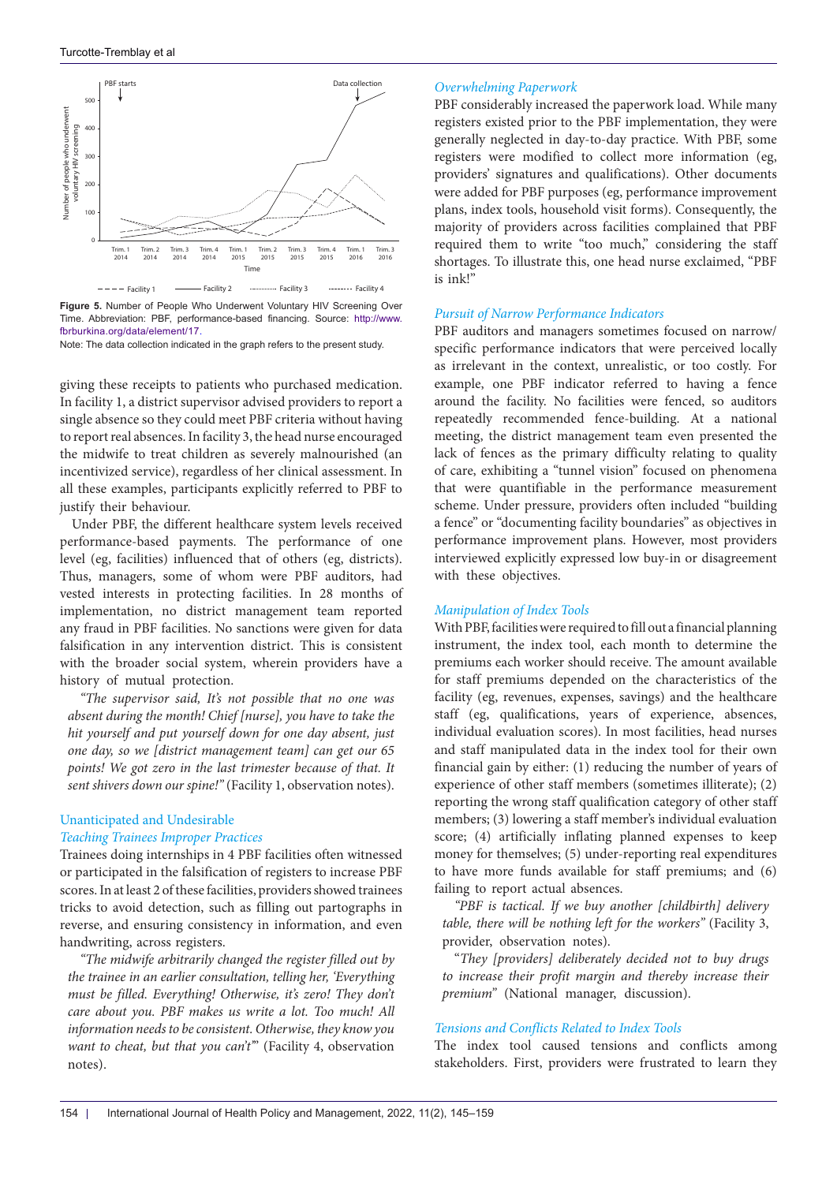Figure 5. Number of People Who Underwent Voluntary HIV Screening Over Time. Abbreviation: PBF, performance-based financing. Source: http://www.fbrburkina.org/data/element/17.

Note: The data collection indicated in the graph refers to the present study.

giving these receipts to patients who purchased medication. In facility 1, a district supervisor advised providers to report a single absence so they could meet PBF criteria without having to report real absences. In facility 3, the head nurse encouraged the midwife to treat children as severely malnourished (an incentivized service), regardless of her clinical assessment. In all these examples, participants explicitly referred to PBF to justify their behaviour.

Under PBF, the different healthcare system levels received performance-based payments. The performance of one level (eg, facilities) influenced that of others (eg, districts). Thus, managers, some of whom were PBF auditors, had vested interests in protecting facilities. In 28 months of implementation, no district management team reported any fraud in PBF facilities. No sanctions were given for data falsification in any intervention district. This is consistent with the broader social system, wherein providers have a history of mutual protection.

*"The supervisor said, It's not possible that no one was absent during the month! Chief [nurse], you have to take the hit yourself and put yourself down for one day absent, just one day, so we [district management team] can get our 65 points! We got zero in the last trimester because of that. It sent shivers down our spine!"* (Facility 1, observation notes).

### Unanticipated and Undesirable

#### *Teaching Trainees Improper Practices*

Trainees doing internships in 4 PBF facilities often witnessed or participated in the falsification of registers to increase PBF scores. In at least 2 of these facilities, providers showed trainees tricks to avoid detection, such as filling out partographs in reverse, and ensuring consistency in information, and even handwriting, across registers.

*"The midwife arbitrarily changed the register filled out by the trainee in an earlier consultation, telling her, 'Everything must be filled. Everything! Otherwise, it's zero! They don't care about you. PBF makes us write a lot. Too much! All information needs to be consistent. Otherwise, they know you want to cheat, but that you can't'"* (Facility 4, observation notes).

#### *Overwhelming Paperwork*

PBF considerably increased the paperwork load. While many registers existed prior to the PBF implementation, they were generally neglected in day-to-day practice. With PBF, some registers were modified to collect more information (eg, providers' signatures and qualifications). Other documents were added for PBF purposes (eg, performance improvement plans, index tools, household visit forms). Consequently, the majority of providers across facilities complained that PBF required them to write "too much," considering the staff shortages. To illustrate this, one head nurse exclaimed, "PBF is ink!"

#### *Pursuit of Narrow Performance Indicators*

PBF auditors and managers sometimes focused on narrow/specific performance indicators that were perceived locally as irrelevant in the context, unrealistic, or too costly. For example, one PBF indicator referred to having a fence around the facility. No facilities were fenced, so auditors repeatedly recommended fence-building. At a national meeting, the district management team even presented the lack of fences as the primary difficulty relating to quality of care, exhibiting a "tunnel vision" focused on phenomena that were quantifiable in the performance measurement scheme. Under pressure, providers often included "building a fence" or "documenting facility boundaries" as objectives in performance improvement plans. However, most providers interviewed explicitly expressed low buy-in or disagreement with these objectives.

#### *Manipulation of Index Tools*

With PBF, facilities were required to fill out a financial planning instrument, the index tool, each month to determine the premiums each worker should receive. The amount available for staff premiums depended on the characteristics of the facility (eg, revenues, expenses, savings) and the healthcare staff (eg, qualifications, years of experience, absences, individual evaluation scores). In most facilities, head nurses and staff manipulated data in the index tool for their own financial gain by either: (1) reducing the number of years of experience of other staff members (sometimes illiterate); (2) reporting the wrong staff qualification category of other staff members; (3) lowering a staff member's individual evaluation score; (4) artificially inflating planned expenses to keep money for themselves; (5) under-reporting real expenditures to have more funds available for staff premiums; and (6) failing to report actual absences.

*"PBF is tactical. If we buy another [childbirth] delivery table, there will be nothing left for the workers"* (Facility 3, provider, observation notes).

"*They [providers] deliberately decided not to buy drugs to increase their profit margin and thereby increase their premium"* (National manager, discussion).

#### *Tensions and Conflicts Related to Index Tools*

The index tool caused tensions and conflicts among stakeholders. First, providers were frustrated to learn they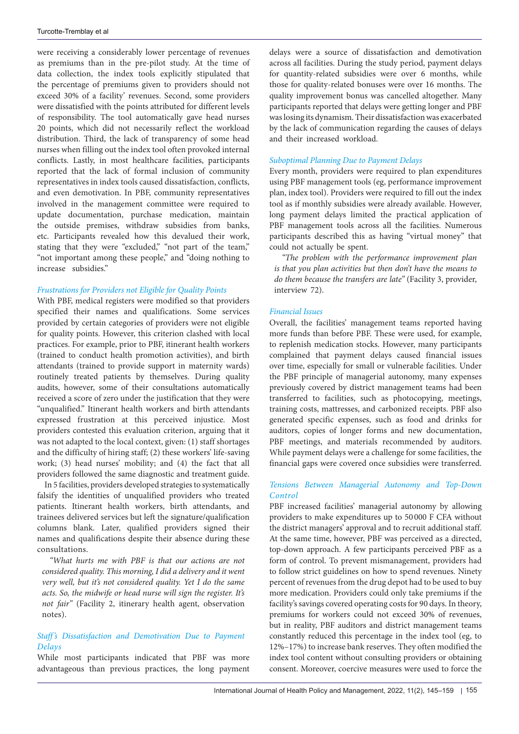were receiving a considerably lower percentage of revenues as premiums than in the pre-pilot study. At the time of data collection, the index tools explicitly stipulated that the percentage of premiums given to providers should not exceed 30% of a facility' revenues. Second, some providers were dissatisfied with the points attributed for different levels of responsibility. The tool automatically gave head nurses 20 points, which did not necessarily reflect the workload distribution. Third, the lack of transparency of some head nurses when filling out the index tool often provoked internal conflicts. Lastly, in most healthcare facilities, participants reported that the lack of formal inclusion of community representatives in index tools caused dissatisfaction, conflicts, and even demotivation. In PBF, community representatives involved in the management committee were required to update documentation, purchase medication, maintain the outside premises, withdraw subsidies from banks, etc. Participants revealed how this devalued their work, stating that they were "excluded," "not part of the team," "not important among these people," and "doing nothing to increase subsidies."

### *Frustrations for Providers not Eligible for Quality Points*

With PBF, medical registers were modified so that providers specified their names and qualifications. Some services provided by certain categories of providers were not eligible for quality points. However, this criterion clashed with local practices. For example, prior to PBF, itinerant health workers (trained to conduct health promotion activities), and birth attendants (trained to provide support in maternity wards) routinely treated patients by themselves. During quality audits, however, some of their consultations automatically received a score of zero under the justification that they were "unqualified." Itinerant health workers and birth attendants expressed frustration at this perceived injustice. Most providers contested this evaluation criterion, arguing that it was not adapted to the local context, given: (1) staff shortages and the difficulty of hiring staff; (2) these workers' life-saving work; (3) head nurses' mobility; and (4) the fact that all providers followed the same diagnostic and treatment guide.

In 5 facilities, providers developed strategies to systematically falsify the identities of unqualified providers who treated patients. Itinerant health workers, birth attendants, and trainees delivered services but left the signature/qualification columns blank. Later, qualified providers signed their names and qualifications despite their absence during these consultations.

> *"What hurts me with PBF is that our actions are not considered quality. This morning, I did a delivery and it went very well, but it's not considered quality. Yet I do the same acts. So, the midwife or head nurse will sign the register. It's not fair"* (Facility 2, itinerary health agent, observation notes).

### *Staff's Dissatisfaction and Demotivation Due to Payment Delays*

While most participants indicated that PBF was more advantageous than previous practices, the long payment delays were a source of dissatisfaction and demotivation across all facilities. During the study period, payment delays for quantity-related subsidies were over 6 months, while those for quality-related bonuses were over 16 months. The quality improvement bonus was cancelled altogether. Many participants reported that delays were getting longer and PBF was losing its dynamism. Their dissatisfaction was exacerbated by the lack of communication regarding the causes of delays and their increased workload.

### *Suboptimal Planning Due to Payment Delays*

Every month, providers were required to plan expenditures using PBF management tools (eg, performance improvement plan, index tool). Providers were required to fill out the index tool as if monthly subsidies were already available. However, long payment delays limited the practical application of PBF management tools across all the facilities. Numerous participants described this as having "virtual money" that could not actually be spent.

> *"The problem with the performance improvement plan is that you plan activities but then don't have the means to do them because the transfers are late"* (Facility 3, provider, interview 72).

### *Financial Issues*

Overall, the facilities' management teams reported having more funds than before PBF. These were used, for example, to replenish medication stocks. However, many participants complained that payment delays caused financial issues over time, especially for small or vulnerable facilities. Under the PBF principle of managerial autonomy, many expenses previously covered by district management teams had been transferred to facilities, such as photocopying, meetings, training costs, mattresses, and carbonized receipts. PBF also generated specific expenses, such as food and drinks for auditors, copies of longer forms and new documentation, PBF meetings, and materials recommended by auditors. While payment delays were a challenge for some facilities, the financial gaps were covered once subsidies were transferred.

### *Tensions Between Managerial Autonomy and Top-Down Control*

PBF increased facilities' managerial autonomy by allowing providers to make expenditures up to 50 000 F CFA without the district managers' approval and to recruit additional staff. At the same time, however, PBF was perceived as a directed, top-down approach. A few participants perceived PBF as a form of control. To prevent mismanagement, providers had to follow strict guidelines on how to spend revenues. Ninety percent of revenues from the drug depot had to be used to buy more medication. Providers could only take premiums if the facility's savings covered operating costs for 90 days. In theory, premiums for workers could not exceed 30% of revenues, but in reality, PBF auditors and district management teams constantly reduced this percentage in the index tool (eg, to 12%–17%) to increase bank reserves. They often modified the index tool content without consulting providers or obtaining consent. Moreover, coercive measures were used to force the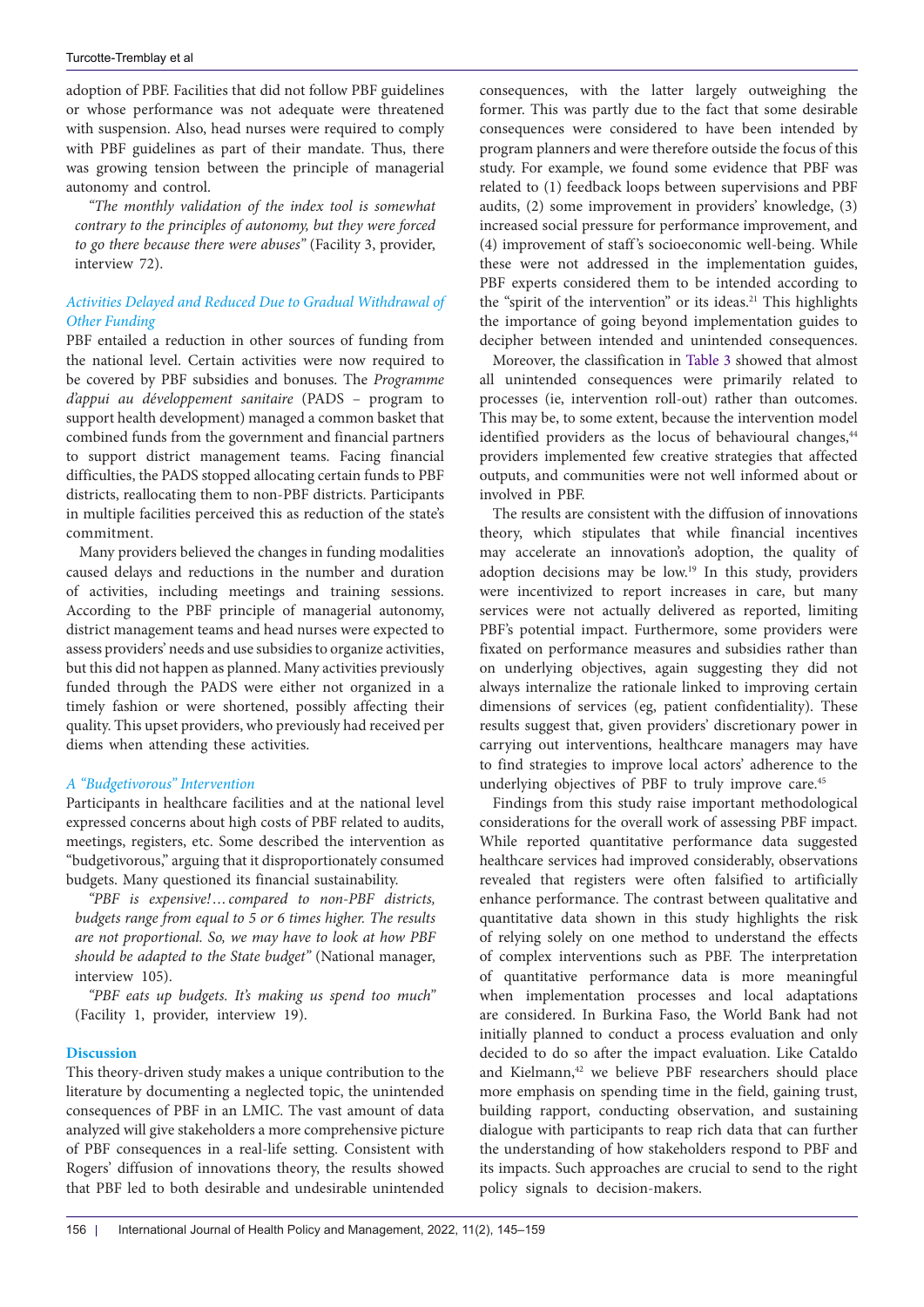adoption of PBF. Facilities that did not follow PBF guidelines or whose performance was not adequate were threatened with suspension. Also, head nurses were required to comply with PBF guidelines as part of their mandate. Thus, there was growing tension between the principle of managerial autonomy and control.

*"The monthly validation of the index tool is somewhat contrary to the principles of autonomy, but they were forced to go there because there were abuses"* (Facility 3, provider, interview 72).

### *Activities Delayed and Reduced Due to Gradual Withdrawal of Other Funding*

PBF entailed a reduction in other sources of funding from the national level. Certain activities were now required to be covered by PBF subsidies and bonuses. The *Programme d'appui au développement sanitaire* (PADS – program to support health development) managed a common basket that combined funds from the government and financial partners to support district management teams. Facing financial difficulties, the PADS stopped allocating certain funds to PBF districts, reallocating them to non-PBF districts. Participants in multiple facilities perceived this as reduction of the state's commitment.

Many providers believed the changes in funding modalities caused delays and reductions in the number and duration of activities, including meetings and training sessions. According to the PBF principle of managerial autonomy, district management teams and head nurses were expected to assess providers' needs and use subsidies to organize activities, but this did not happen as planned. Many activities previously funded through the PADS were either not organized in a timely fashion or were shortened, possibly affecting their quality. This upset providers, who previously had received per diems when attending these activities.

### *A "Budgetivorous" Intervention*

Participants in healthcare facilities and at the national level expressed concerns about high costs of PBF related to audits, meetings, registers, etc. Some described the intervention as "budgetivorous," arguing that it disproportionately consumed budgets. Many questioned its financial sustainability.

*"PBF is expensive!…compared to non-PBF districts, budgets range from equal to 5 or 6 times higher. The results are not proportional. So, we may have to look at how PBF should be adapted to the State budget"* (National manager, interview 105).

*"PBF eats up budgets. It's making us spend too much"* (Facility 1, provider, interview 19).

## Discussion

This theory-driven study makes a unique contribution to the literature by documenting a neglected topic, the unintended consequences of PBF in an LMIC. The vast amount of data analyzed will give stakeholders a more comprehensive picture of PBF consequences in a real-life setting. Consistent with Rogers' diffusion of innovations theory, the results showed that PBF led to both desirable and undesirable unintended consequences, with the latter largely outweighing the former. This was partly due to the fact that some desirable consequences were considered to have been intended by program planners and were therefore outside the focus of this study. For example, we found some evidence that PBF was related to (1) feedback loops between supervisions and PBF audits, (2) some improvement in providers' knowledge, (3) increased social pressure for performance improvement, and (4) improvement of staff's socioeconomic well-being. While these were not addressed in the implementation guides, PBF experts considered them to be intended according to the "spirit of the intervention" or its ideas.[21] This highlights the importance of going beyond implementation guides to decipher between intended and unintended consequences.

Moreover, the classification in Table 3 showed that almost all unintended consequences were primarily related to processes (ie, intervention roll-out) rather than outcomes. This may be, to some extent, because the intervention model identified providers as the locus of behavioural changes,[44] providers implemented few creative strategies that affected outputs, and communities were not well informed about or involved in PBF.

The results are consistent with the diffusion of innovations theory, which stipulates that while financial incentives may accelerate an innovation's adoption, the quality of adoption decisions may be low.[19] In this study, providers were incentivized to report increases in care, but many services were not actually delivered as reported, limiting PBF's potential impact. Furthermore, some providers were fixated on performance measures and subsidies rather than on underlying objectives, again suggesting they did not always internalize the rationale linked to improving certain dimensions of services (eg, patient confidentiality). These results suggest that, given providers' discretionary power in carrying out interventions, healthcare managers may have to find strategies to improve local actors' adherence to the underlying objectives of PBF to truly improve care.[45]

Findings from this study raise important methodological considerations for the overall work of assessing PBF impact. While reported quantitative performance data suggested healthcare services had improved considerably, observations revealed that registers were often falsified to artificially enhance performance. The contrast between qualitative and quantitative data shown in this study highlights the risk of relying solely on one method to understand the effects of complex interventions such as PBF. The interpretation of quantitative performance data is more meaningful when implementation processes and local adaptations are considered. In Burkina Faso, the World Bank had not initially planned to conduct a process evaluation and only decided to do so after the impact evaluation. Like Cataldo and Kielmann,[42] we believe PBF researchers should place more emphasis on spending time in the field, gaining trust, building rapport, conducting observation, and sustaining dialogue with participants to reap rich data that can further the understanding of how stakeholders respond to PBF and its impacts. Such approaches are crucial to send to the right policy signals to decision-makers.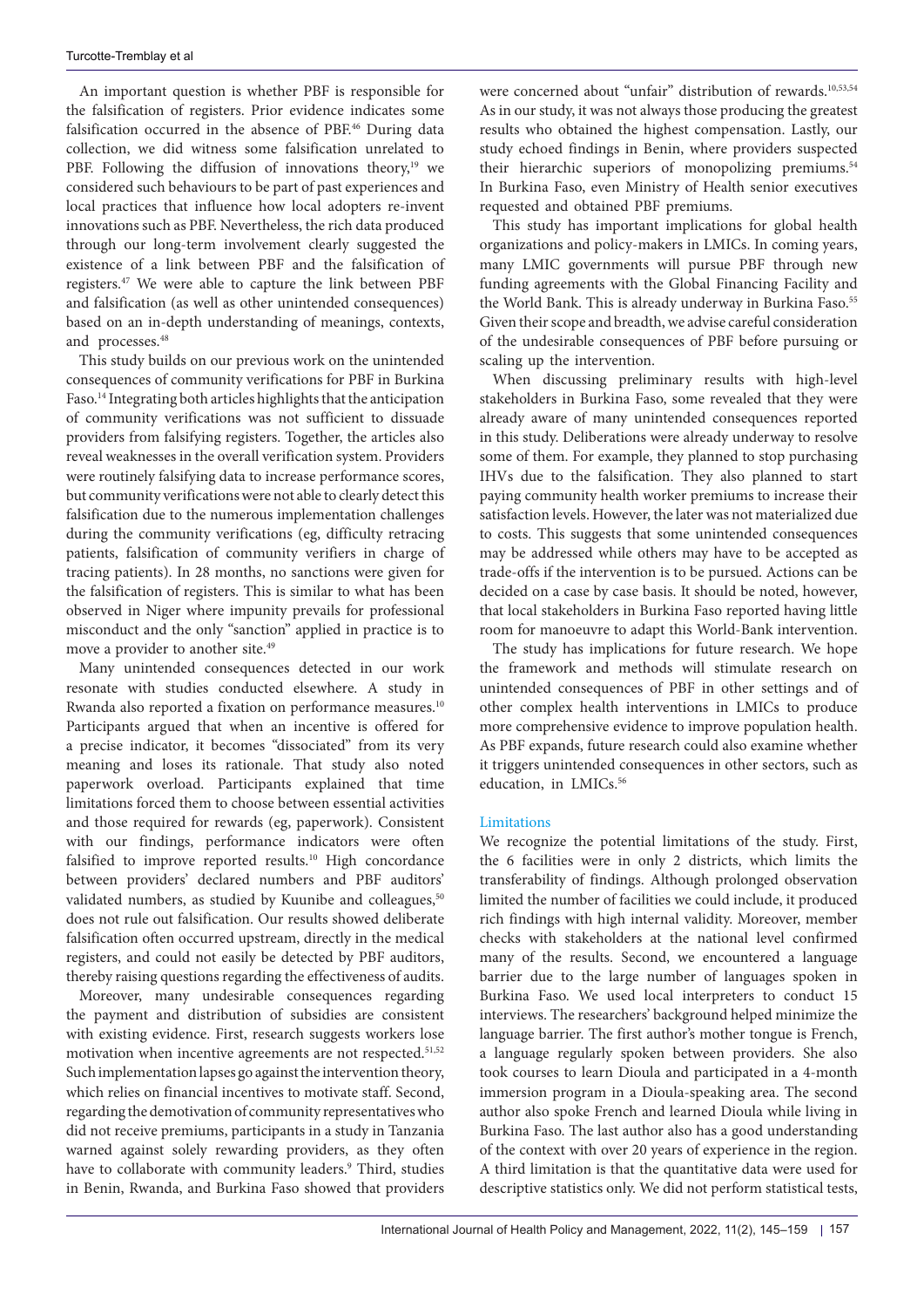An important question is whether PBF is responsible for the falsification of registers. Prior evidence indicates some falsification occurred in the absence of PBF.[46] During data collection, we did witness some falsification unrelated to PBF. Following the diffusion of innovations theory,[19] we considered such behaviours to be part of past experiences and local practices that influence how local adopters re-invent innovations such as PBF. Nevertheless, the rich data produced through our long-term involvement clearly suggested the existence of a link between PBF and the falsification of registers.[47] We were able to capture the link between PBF and falsification (as well as other unintended consequences) based on an in-depth understanding of meanings, contexts, and processes.[48]

This study builds on our previous work on the unintended consequences of community verifications for PBF in Burkina Faso.[14] Integrating both articles highlights that the anticipation of community verifications was not sufficient to dissuade providers from falsifying registers. Together, the articles also reveal weaknesses in the overall verification system. Providers were routinely falsifying data to increase performance scores, but community verifications were not able to clearly detect this falsification due to the numerous implementation challenges during the community verifications (eg, difficulty retracing patients, falsification of community verifiers in charge of tracing patients). In 28 months, no sanctions were given for the falsification of registers. This is similar to what has been observed in Niger where impunity prevails for professional misconduct and the only "sanction" applied in practice is to move a provider to another site.[49]

Many unintended consequences detected in our work resonate with studies conducted elsewhere. A study in Rwanda also reported a fixation on performance measures.[10] Participants argued that when an incentive is offered for a precise indicator, it becomes "dissociated" from its very meaning and loses its rationale. That study also noted paperwork overload. Participants explained that time limitations forced them to choose between essential activities and those required for rewards (eg, paperwork). Consistent with our findings, performance indicators were often falsified to improve reported results.[10] High concordance between providers' declared numbers and PBF auditors' validated numbers, as studied by Kuunibe and colleagues,[50] does not rule out falsification. Our results showed deliberate falsification often occurred upstream, directly in the medical registers, and could not easily be detected by PBF auditors, thereby raising questions regarding the effectiveness of audits.

Moreover, many undesirable consequences regarding the payment and distribution of subsidies are consistent with existing evidence. First, research suggests workers lose motivation when incentive agreements are not respected.[51,52] Such implementation lapses go against the intervention theory, which relies on financial incentives to motivate staff. Second, regarding the demotivation of community representatives who did not receive premiums, participants in a study in Tanzania warned against solely rewarding providers, as they often have to collaborate with community leaders.[9] Third, studies in Benin, Rwanda, and Burkina Faso showed that providers were concerned about "unfair" distribution of rewards.[10,53,54] As in our study, it was not always those producing the greatest results who obtained the highest compensation. Lastly, our study echoed findings in Benin, where providers suspected their hierarchic superiors of monopolizing premiums.[54] In Burkina Faso, even Ministry of Health senior executives requested and obtained PBF premiums.

This study has important implications for global health organizations and policy-makers in LMICs. In coming years, many LMIC governments will pursue PBF through new funding agreements with the Global Financing Facility and the World Bank. This is already underway in Burkina Faso.[55] Given their scope and breadth, we advise careful consideration of the undesirable consequences of PBF before pursuing or scaling up the intervention.

When discussing preliminary results with high-level stakeholders in Burkina Faso, some revealed that they were already aware of many unintended consequences reported in this study. Deliberations were already underway to resolve some of them. For example, they planned to stop purchasing IHVs due to the falsification. They also planned to start paying community health worker premiums to increase their satisfaction levels. However, the later was not materialized due to costs. This suggests that some unintended consequences may be addressed while others may have to be accepted as trade-offs if the intervention is to be pursued. Actions can be decided on a case by case basis. It should be noted, however, that local stakeholders in Burkina Faso reported having little room for manoeuvre to adapt this World-Bank intervention.

The study has implications for future research. We hope the framework and methods will stimulate research on unintended consequences of PBF in other settings and of other complex health interventions in LMICs to produce more comprehensive evidence to improve population health. As PBF expands, future research could also examine whether it triggers unintended consequences in other sectors, such as education, in LMICs.[56]

### Limitations

We recognize the potential limitations of the study. First, the 6 facilities were in only 2 districts, which limits the transferability of findings. Although prolonged observation limited the number of facilities we could include, it produced rich findings with high internal validity. Moreover, member checks with stakeholders at the national level confirmed many of the results. Second, we encountered a language barrier due to the large number of languages spoken in Burkina Faso. We used local interpreters to conduct 15 interviews. The researchers' background helped minimize the language barrier. The first author's mother tongue is French, a language regularly spoken between providers. She also took courses to learn Dioula and participated in a 4-month immersion program in a Dioula-speaking area. The second author also spoke French and learned Dioula while living in Burkina Faso. The last author also has a good understanding of the context with over 20 years of experience in the region. A third limitation is that the quantitative data were used for descriptive statistics only. We did not perform statistical tests,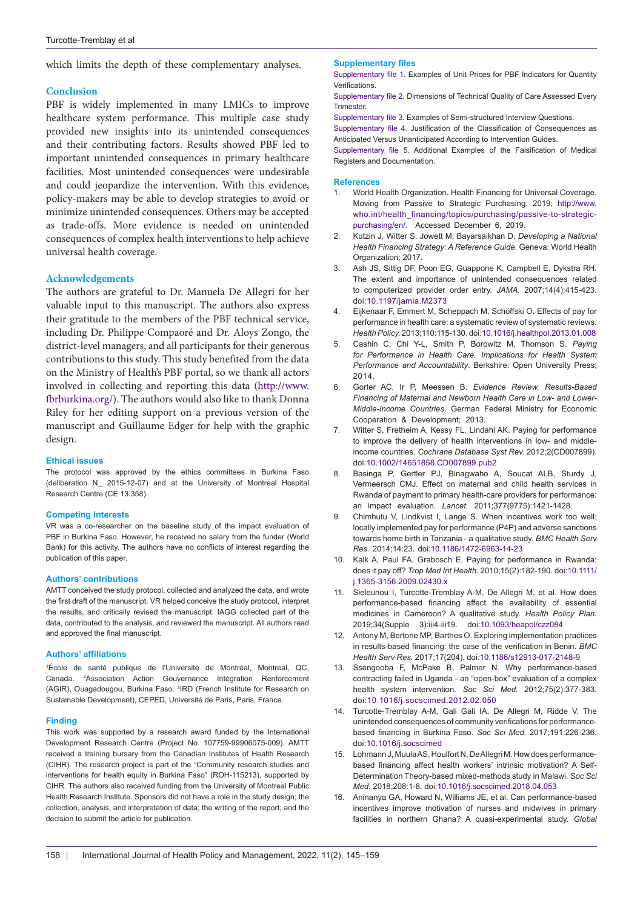which limits the depth of these complementary analyses.

## Conclusion

PBF is widely implemented in many LMICs to improve healthcare system performance. This multiple case study provided new insights into its unintended consequences and their contributing factors. Results showed PBF led to important unintended consequences in primary healthcare facilities. Most unintended consequences were undesirable and could jeopardize the intervention. With this evidence, policy-makers may be able to develop strategies to avoid or minimize unintended consequences. Others may be accepted as trade-offs. More evidence is needed on unintended consequences of complex health interventions to help achieve universal health coverage.

## Acknowledgements

The authors are grateful to Dr. Manuela De Allegri for her valuable input to this manuscript. The authors also express their gratitude to the members of the PBF technical service, including Dr. Philippe Compaoré and Dr. Aloys Zongo, the district-level managers, and all participants for their generous contributions to this study. This study benefited from the data on the Ministry of Health's PBF portal, so we thank all actors involved in collecting and reporting this data (http://www.fbrburkina.org/). The authors would also like to thank Donna Riley for her editing support on a previous version of the manuscript and Guillaume Edger for help with the graphic design.

### Ethical issues

The protocol was approved by the ethics committees in Burkina Faso (deliberation N_ 2015-12-07) and at the University of Montreal Hospital Research Centre (CE 13.358).

### Competing interests

VR was a co-researcher on the baseline study of the impact evaluation of PBF in Burkina Faso. However, he received no salary from the funder (World Bank) for this activity. The authors have no conflicts of interest regarding the publication of this paper.

### Authors' contributions

AMTT conceived the study protocol, collected and analyzed the data, and wrote the first draft of the manuscript. VR helped conceive the study protocol, interpret the results, and critically revised the manuscript. IAGG collected part of the data, contributed to the analysis, and reviewed the manuscript. All authors read and approved the final manuscript.

### Authors' affiliations

[1]École de santé publique de l'Université de Montréal, Montreal, QC, Canada. [2]Association Action Gouvernance Intégration Renforcement (AGIR), Ouagadougou, Burkina Faso. [3]IRD (French Institute for Research on Sustainable Development), CEPED, Université de Paris, Paris, France.

### Finding

This work was supported by a research award funded by the International Development Research Centre (Project No. 107759-99906075-009). AMTT received a training bursary from the Canadian Institutes of Health Research (CIHR). The research project is part of the "Community research studies and interventions for health equity in Burkina Faso" (ROH-115213), supported by CIHR. The authors also received funding from the University of Montreal Public Health Research Institute. Sponsors did not have a role in the study design; the collection, analysis, and interpretation of data; the writing of the report; and the decision to submit the article for publication.

### Supplementary files

Supplementary file 1. Examples of Unit Prices for PBF Indicators for Quantity Verifications.

Supplementary file 2. Dimensions of Technical Quality of Care Assessed Every Trimester.

Supplementary file 3. Examples of Semi-structured Interview Questions.

Supplementary file 4. Justification of the Classification of Consequences as Anticipated Versus Unanticipated According to Intervention Guides.

Supplementary file 5. Additional Examples of the Falsification of Medical Registers and Documentation.

### References

1. World Health Organization. Health Financing for Universal Coverage. Moving from Passive to Strategic Purchasing. 2019; http://www.who.int/health_financing/topics/purchasing/passive-to-strategic-purchasing/en/. Accessed December 6, 2019.
2. Kutzin J, Witter S, Jowett M, Bayarsaikhan D. *Developing a National Health Financing Strategy: A Reference Guide.* Geneva: World Health Organization; 2017.
3. Ash JS, Sittig DF, Poon EG, Guappone K, Campbell E, Dykstra RH. The extent and importance of unintended consequences related to computerized provider order entry. *JAMA.* 2007;14(4):415-423. doi:10.1197/jamia.M2373
4. Eijkenaar F, Emmert M, Scheppach M, Schöffski O. Effects of pay for performance in health care: a systematic review of systematic reviews. *Health Policy.* 2013;110:115-130. doi:10.1016/j.healthpol.2013.01.008
5. Cashin C, Chi Y-L, Smith P, Borowitz M, Thomson S. *Paying for Performance in Health Care. Implications for Health System Performance and Accountability*. Berkshire: Open University Press; 2014.
6. Gorter AC, Ir P, Meessen B. *Evidence Review. Results-Based Financing of Maternal and Newborn Health Care in Low- and Lower-Middle-Income Countries.* German Federal Ministry for Economic Cooperation & Development; 2013.
7. Witter S, Fretheim A, Kessy FL, Lindahl AK. Paying for performance to improve the delivery of health interventions in low- and middle-income countries. *Cochrane Database Syst Rev.* 2012;2(CD007899). doi:10.1002/14651858.CD007899.pub2
8. Basinga P, Gertler PJ, Binagwaho A, Soucat ALB, Sturdy J, Vermeersch CMJ. Effect on maternal and child health services in Rwanda of payment to primary health-care providers for performance: an impact evaluation. *Lancet.* 2011;377(9775):1421-1428.
9. Chimhutu V, Lindkvist I, Lange S. When incentives work too well: locally implemented pay for performance (P4P) and adverse sanctions towards home birth in Tanzania - a qualitative study. *BMC Health Serv Res.* 2014;14:23. doi:10.1186/1472-6963-14-23
10. Kalk A, Paul FA, Grabosch E. Paying for performance in Rwanda: does it pay off? *Trop Med Int Health.* 2010;15(2):182-190. doi:10.1111/j.1365-3156.2009.02430.x
11. Sieleunou I, Turcotte-Tremblay A-M, De Allegri M, et al. How does performance-based financing affect the availability of essential medicines in Cameroon? A qualitative study. *Health Policy Plan.* 2019;34(Supple 3):iii4-iii19. doi:10.1093/heapol/czz084
12. Antony M, Bertone MP, Barthes O. Exploring implementation practices in results-based financing: the case of the verification in Benin. *BMC Health Serv Res.* 2017;17(204). doi:10.1186/s12913-017-2148-9
13. Ssengooba F, McPake B, Palmer N. Why performance-based contracting failed in Uganda - an "open-box" evaluation of a complex health system intervention. *Soc Sci Med.* 2012;75(2):377-383. doi:10.1016/j.socscimed.2012.02.050
14. Turcotte-Tremblay A-M, Gali Gali IA, De Allegri M, Ridde V. The unintended consequences of community verifications for performance-based financing in Burkina Faso. *Soc Sci Med.* 2017;191:226-236. doi:10.1016/j.socscimed
15. Lohmann J, Muula AS, Houlfort N, De Allegri M. How does performance-based financing affect health workers' intrinsic motivation? A Self-Determination Theory-based mixed-methods study in Malawi. *Soc Sci Med.* 2018;208:1-8. doi:10.1016/j.socscimed.2018.04.053
16. Aninanya GA, Howard N, Williams JE, et al. Can performance-based incentives improve motivation of nurses and midwives in primary facilities in northern Ghana? A quasi-experimental study. *Global*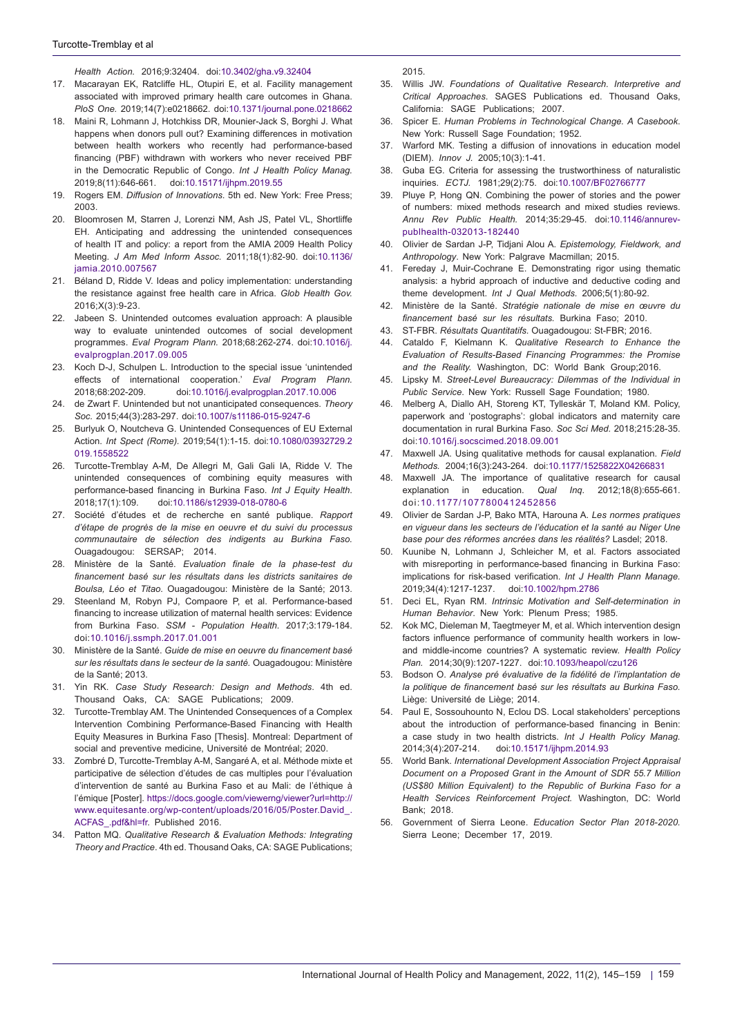*Health Action.* 2016;9:32404. doi:10.3402/gha.v9.32404

17. Macarayan EK, Ratcliffe HL, Otupiri E, et al. Facility management associated with improved primary health care outcomes in Ghana. *PloS One.* 2019;14(7):e0218662. doi:10.1371/journal.pone.0218662
18. Maini R, Lohmann J, Hotchkiss DR, Mounier-Jack S, Borghi J. What happens when donors pull out? Examining differences in motivation between health workers who recently had performance-based financing (PBF) withdrawn with workers who never received PBF in the Democratic Republic of Congo. *Int J Health Policy Manag.* 2019;8(11):646-661. doi:10.15171/ijhpm.2019.55
19. Rogers EM. *Diffusion of Innovations*. 5th ed. New York: Free Press; 2003.
20. Bloomrosen M, Starren J, Lorenzi NM, Ash JS, Patel VL, Shortliffe EH. Anticipating and addressing the unintended consequences of health IT and policy: a report from the AMIA 2009 Health Policy Meeting. *J Am Med Inform Assoc.* 2011;18(1):82-90. doi:10.1136/jamia.2010.007567
21. Béland D, Ridde V. Ideas and policy implementation: understanding the resistance against free health care in Africa. *Glob Health Gov.* 2016;X(3):9-23.
22. Jabeen S. Unintended outcomes evaluation approach: A plausible way to evaluate unintended outcomes of social development programmes. *Eval Program Plann.* 2018;68:262-274. doi:10.1016/j.evalprogplan.2017.09.005
23. Koch D-J, Schulpen L. Introduction to the special issue 'unintended effects of international cooperation.' *Eval Program Plann.* 2018;68:202-209. doi:10.1016/j.evalprogplan.2017.10.006
24. de Zwart F. Unintended but not unanticipated consequences. *Theory Soc.* 2015;44(3):283-297. doi:10.1007/s11186-015-9247-6
25. Burlyuk O, Noutcheva G. Unintended Consequences of EU External Action. *Int Spect (Rome).* 2019;54(1):1-15. doi:10.1080/03932729.2019.1558522
26. Turcotte-Tremblay A-M, De Allegri M, Gali Gali IA, Ridde V. The unintended consequences of combining equity measures with performance-based financing in Burkina Faso. *Int J Equity Health.* 2018;17(1):109. doi:10.1186/s12939-018-0780-6
27. Société d'études et de recherche en santé publique. *Rapport d'étape de progrès de la mise en oeuvre et du suivi du processus communautaire de sélection des indigents au Burkina Faso.* Ouagadougou: SERSAP; 2014.
28. Ministère de la Santé. *Evaluation finale de la phase-test du financement basé sur les résultats dans les districts sanitaires de Boulsa, Léo et Titao.* Ouagadougou: Ministère de la Santé; 2013.
29. Steenland M, Robyn PJ, Compaore P, et al. Performance-based financing to increase utilization of maternal health services: Evidence from Burkina Faso. *SSM - Population Health.* 2017;3:179-184. doi:10.1016/j.ssmph.2017.01.001
30. Ministère de la Santé. *Guide de mise en oeuvre du financement basé sur les résultats dans le secteur de la santé.* Ouagadougou: Ministère de la Santé; 2013.
31. Yin RK. *Case Study Research: Design and Methods*. 4th ed. Thousand Oaks, CA: SAGE Publications; 2009.
32. Turcotte-Tremblay AM. The Unintended Consequences of a Complex Intervention Combining Performance-Based Financing with Health Equity Measures in Burkina Faso [Thesis]. Montreal: Department of social and preventive medicine, Université de Montréal; 2020.
33. Zombré D, Turcotte-Tremblay A-M, Sangaré A, et al. Méthode mixte et participative de sélection d'études de cas multiples pour l'évaluation d'intervention de santé au Burkina Faso et au Mali: de l'éthique à l'émique [Poster]. https://docs.google.com/viewerng/viewer?url=http://www.equitesante.org/wp-content/uploads/2016/05/Poster.David_.ACFAS_.pdf&hl=fr. Published 2016.
34. Patton MQ. *Qualitative Research & Evaluation Methods: Integrating Theory and Practice*. 4th ed. Thousand Oaks, CA: SAGE Publications; 2015.
35. Willis JW. *Foundations of Qualitative Research. Interpretive and Critical Approaches.* SAGES Publications ed. Thousand Oaks, California: SAGE Publications; 2007.
36. Spicer E. *Human Problems in Technological Change. A Casebook.* New York: Russell Sage Foundation; 1952.
37. Warford MK. Testing a diffusion of innovations in education model (DIEM). *Innov J.* 2005;10(3):1-41.
38. Guba EG. Criteria for assessing the trustworthiness of naturalistic inquiries. *ECTJ.* 1981;29(2):75. doi:10.1007/BF02766777
39. Pluye P, Hong QN. Combining the power of stories and the power of numbers: mixed methods research and mixed studies reviews. *Annu Rev Public Health.* 2014;35:29-45. doi:10.1146/annurev-publhealth-032013-182440
40. Olivier de Sardan J-P, Tidjani Alou A. *Epistemology, Fieldwork, and Anthropology*. New York: Palgrave Macmillan; 2015.
41. Fereday J, Muir-Cochrane E. Demonstrating rigor using thematic analysis: a hybrid approach of inductive and deductive coding and theme development. *Int J Qual Methods.* 2006;5(1):80-92.
42. Ministère de la Santé. *Stratégie nationale de mise en œuvre du financement basé sur les résultats.* Burkina Faso; 2010.
43. ST-FBR. *Résultats Quantitatifs.* Ouagadougou: St-FBR; 2016.
44. Cataldo F, Kielmann K. *Qualitative Research to Enhance the Evaluation of Results-Based Financing Programmes: the Promise and the Reality.* Washington, DC: World Bank Group;2016.
45. Lipsky M. *Street-Level Bureaucracy: Dilemmas of the Individual in Public Service.* New York: Russell Sage Foundation; 1980.
46. Melberg A, Diallo AH, Storeng KT, Tylleskär T, Moland KM. Policy, paperwork and 'postographs': global indicators and maternity care documentation in rural Burkina Faso. *Soc Sci Med.* 2018;215:28-35. doi:10.1016/j.socscimed.2018.09.001
47. Maxwell JA. Using qualitative methods for causal explanation. *Field Methods.* 2004;16(3):243-264. doi:10.1177/1525822X04266831
48. Maxwell JA. The importance of qualitative research for causal explanation in education. *Qual Inq.* 2012;18(8):655-661. doi:10.1177/1077800412452856
49. Olivier de Sardan J-P, Bako MTA, Harouna A. *Les normes pratiques en vigueur dans les secteurs de l'éducation et la santé au Niger Une base pour des réformes ancrées dans les réalités?* Lasdel; 2018.
50. Kuunibe N, Lohmann J, Schleicher M, et al. Factors associated with misreporting in performance-based financing in Burkina Faso: implications for risk-based verification. *Int J Health Plann Manage.* 2019;34(4):1217-1237. doi:10.1002/hpm.2786
51. Deci EL, Ryan RM. *Intrinsic Motivation and Self-determination in Human Behavior*. New York: Plenum Press; 1985.
52. Kok MC, Dieleman M, Taegtmeyer M, et al. Which intervention design factors influence performance of community health workers in low- and middle-income countries? A systematic review. *Health Policy Plan.* 2014;30(9):1207-1227. doi:10.1093/heapol/czu126
53. Bodson O. *Analyse pré évaluative de la fidélité de l'implantation de la politique de financement basé sur les résultats au Burkina Faso.* Liège: Université de Liège; 2014.
54. Paul E, Sossouhounto N, Eclou DS. Local stakeholders' perceptions about the introduction of performance-based financing in Benin: a case study in two health districts. *Int J Health Policy Manag.* 2014;3(4):207-214. doi:10.15171/ijhpm.2014.93
55. World Bank. *International Development Association Project Appraisal Document on a Proposed Grant in the Amount of SDR 55.7 Million (US$80 Million Equivalent) to the Republic of Burkina Faso for a Health Services Reinforcement Project.* Washington, DC: World Bank; 2018.
56. Government of Sierra Leone. *Education Sector Plan 2018-2020.* Sierra Leone; December 17, 2019.